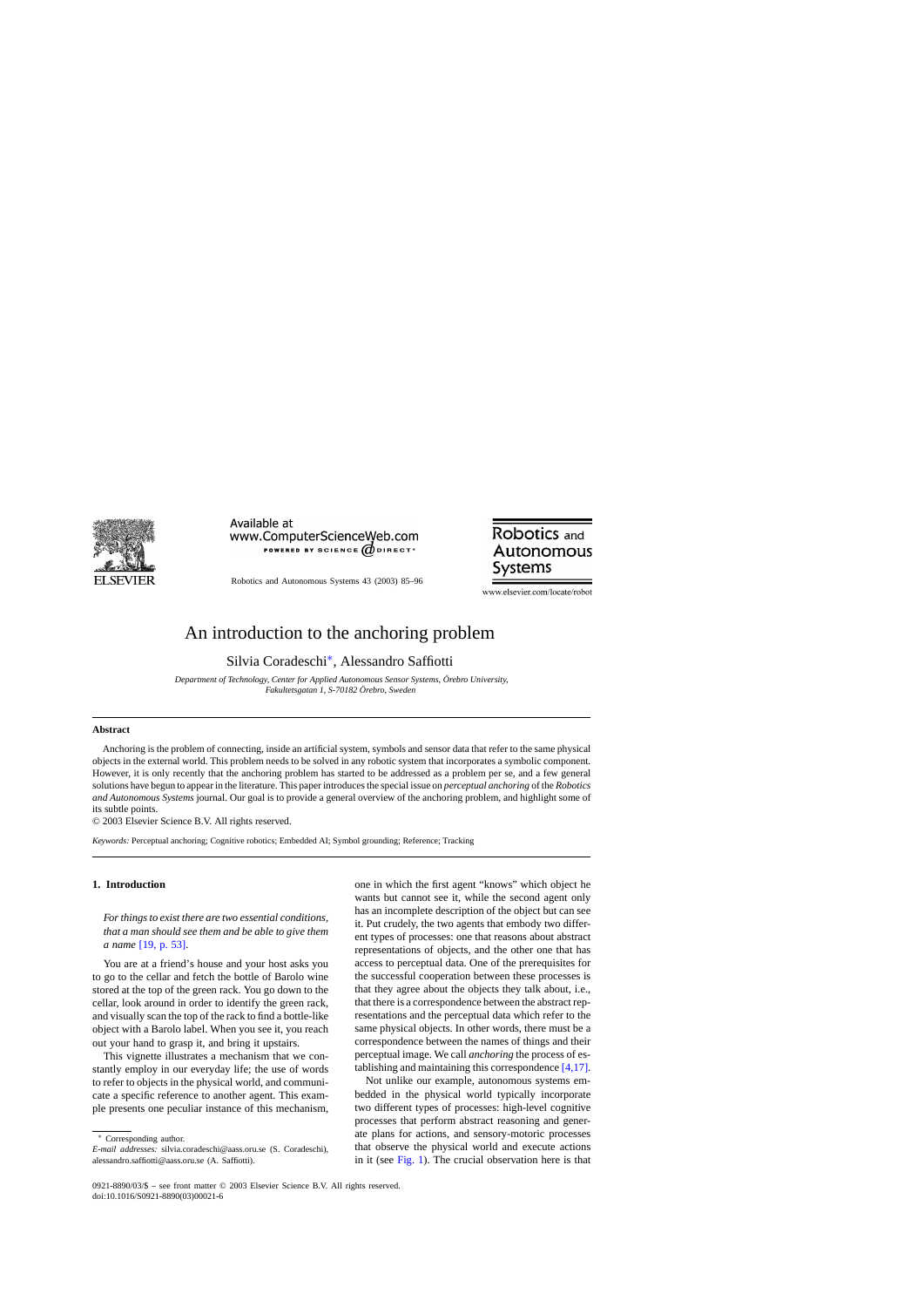# An introduction to the anchoring problem

Silvia Coradeschi*, Alessandro Saffiotti

*Department of Technology, Center for Applied Autonomous Sensor Systems, Örebro University, Fakultetsgatan 1, S-70182 Örebro, Sweden*

## Abstract

Anchoring is the problem of connecting, inside an artificial system, symbols and sensor data that refer to the same physical objects in the external world. This problem needs to be solved in any robotic system that incorporates a symbolic component. However, it is only recently that the anchoring problem has started to be addressed as a problem per se, and a few general solutions have begun to appear in the literature. This paper introduces the special issue on *perceptual anchoring* of the *Robotics and Autonomous Systems* journal. Our goal is to provide a general overview of the anchoring problem, and highlight some of its subtle points.

© 2003 Elsevier Science B.V. All rights reserved.

*Keywords:* Perceptual anchoring; Cognitive robotics; Embedded AI; Symbol grounding; Reference; Tracking

## 1. Introduction

*For things to exist there are two essential conditions, that a man should see them and be able to give them a name* [19, p. 53].

You are at a friend's house and your host asks you to go to the cellar and fetch the bottle of Barolo wine stored at the top of the green rack. You go down to the cellar, look around in order to identify the green rack, and visually scan the top of the rack to find a bottle-like object with a Barolo label. When you see it, you reach out your hand to grasp it, and bring it upstairs.

This vignette illustrates a mechanism that we constantly employ in our everyday life; the use of words to refer to objects in the physical world, and communicate a specific reference to another agent. This example presents one peculiar instance of this mechanism, one in which the first agent "knows" which object he wants but cannot see it, while the second agent only has an incomplete description of the object but can see it. Put crudely, the two agents that embody two different types of processes: one that reasons about abstract representations of objects, and the other one that has access to perceptual data. One of the prerequisites for the successful cooperation between these processes is that they agree about the objects they talk about, i.e., that there is a correspondence between the abstract representations and the perceptual data which refer to the same physical objects. In other words, there must be a correspondence between the names of things and their perceptual image. We call *anchoring* the process of establishing and maintaining this correspondence [4,17].

Not unlike our example, autonomous systems embedded in the physical world typically incorporate two different types of processes: high-level cognitive processes that perform abstract reasoning and generate plans for actions, and sensory-motoric processes that observe the physical world and execute actions in it (see Fig. 1). The crucial observation here is that

* Corresponding author.
*E-mail addresses:* silvia.coradeschi@aass.oru.se (S. Coradeschi), alessandro.saffiotti@aass.oru.se (A. Saffiotti).

0921-8890/03/$ – see front matter © 2003 Elsevier Science B.V. All rights reserved.
doi:10.1016/S0921-8890(03)00021-6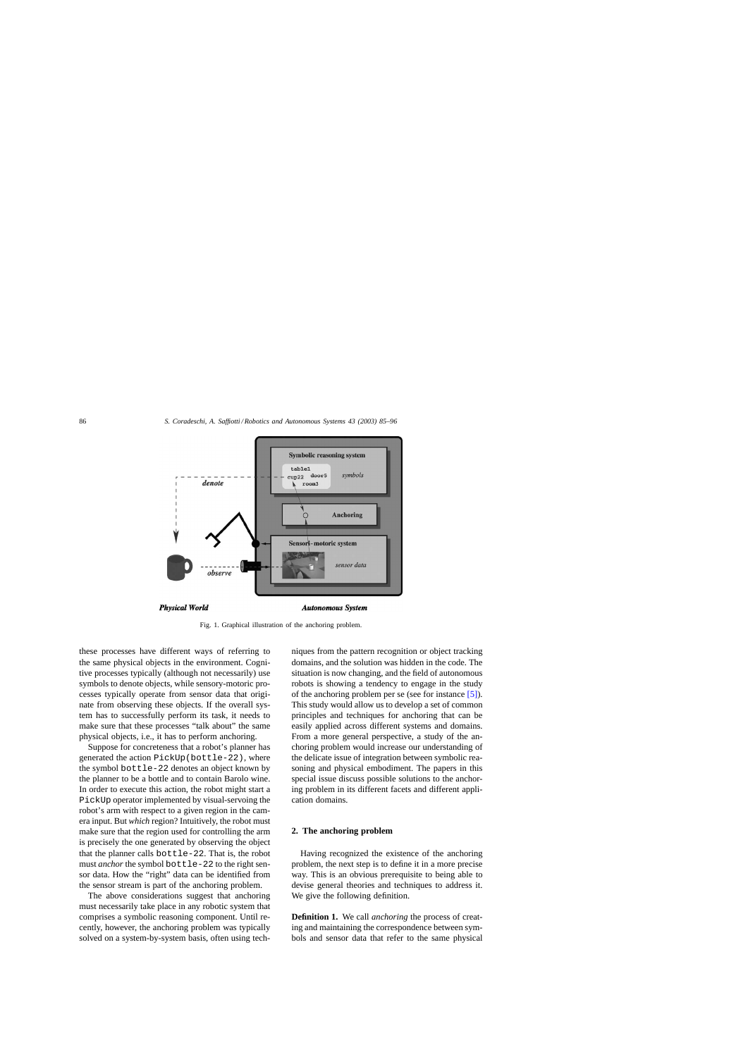Fig. 1. Graphical illustration of the anchoring problem.

these processes have different ways of referring to the same physical objects in the environment. Cognitive processes typically (although not necessarily) use symbols to denote objects, while sensory-motoric processes typically operate from sensor data that originate from observing these objects. If the overall system has to successfully perform its task, it needs to make sure that these processes "talk about" the same physical objects, i.e., it has to perform anchoring.

Suppose for concreteness that a robot's planner has generated the action `PickUp(bottle-22)`, where the symbol `bottle-22` denotes an object known by the planner to be a bottle and to contain Barolo wine. In order to execute this action, the robot might start a `PickUp` operator implemented by visual-servoing the robot's arm with respect to a given region in the camera input. But *which* region? Intuitively, the robot must make sure that the region used for controlling the arm is precisely the one generated by observing the object that the planner calls `bottle-22`. That is, the robot must *anchor* the symbol `bottle-22` to the right sensor data. How the "right" data can be identified from the sensor stream is part of the anchoring problem.

The above considerations suggest that anchoring must necessarily take place in any robotic system that comprises a symbolic reasoning component. Until recently, however, the anchoring problem was typically solved on a system-by-system basis, often using techniques from the pattern recognition or object tracking domains, and the solution was hidden in the code. The situation is now changing, and the field of autonomous robots is showing a tendency to engage in the study of the anchoring problem per se (see for instance [5]). This study would allow us to develop a set of common principles and techniques for anchoring that can be easily applied across different systems and domains. From a more general perspective, a study of the anchoring problem would increase our understanding of the delicate issue of integration between symbolic reasoning and physical embodiment. The papers in this special issue discuss possible solutions to the anchoring problem in its different facets and different application domains.

## 2. The anchoring problem

Having recognized the existence of the anchoring problem, the next step is to define it in a more precise way. This is an obvious prerequisite to being able to devise general theories and techniques to address it. We give the following definition.

**Definition 1.** We call *anchoring* the process of creating and maintaining the correspondence between symbols and sensor data that refer to the same physical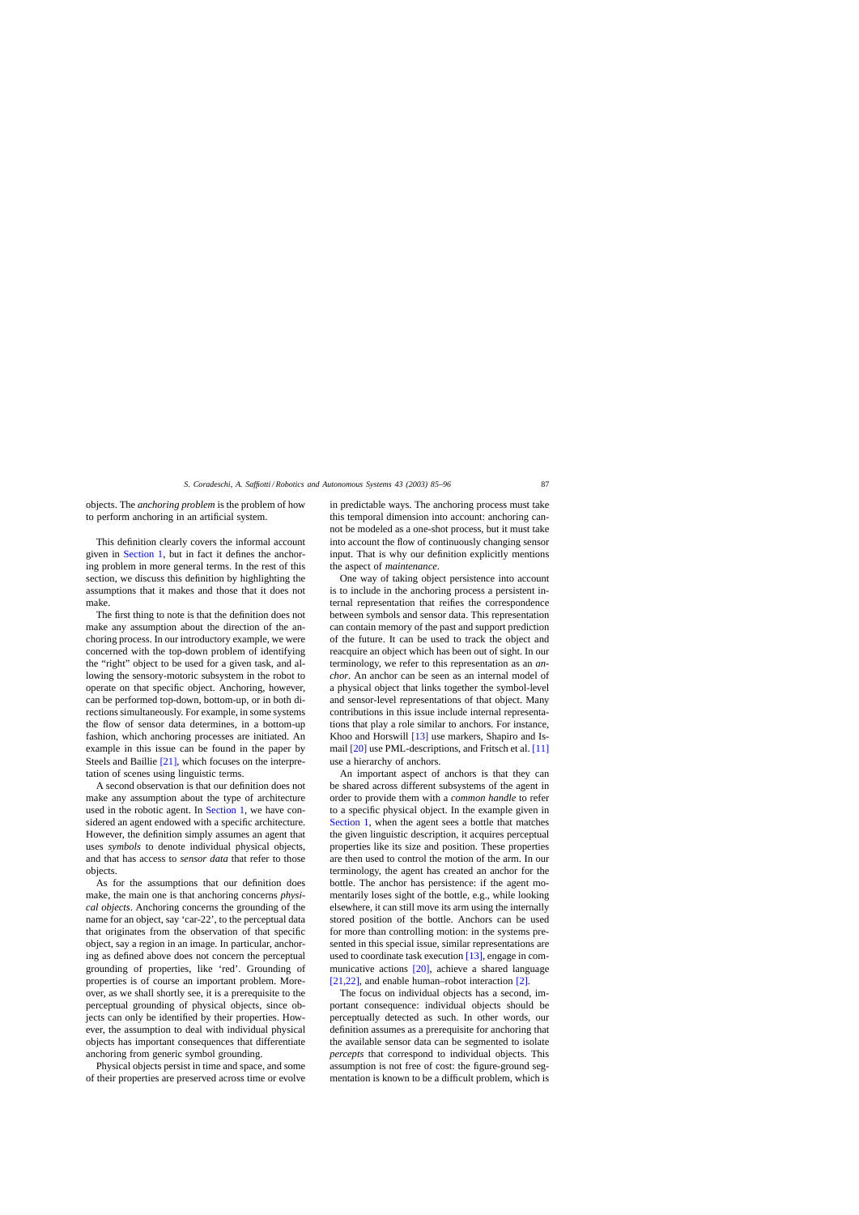objects. The *anchoring problem* is the problem of how to perform anchoring in an artificial system.

This definition clearly covers the informal account given in Section 1, but in fact it defines the anchoring problem in more general terms. In the rest of this section, we discuss this definition by highlighting the assumptions that it makes and those that it does not make.

The first thing to note is that the definition does not make any assumption about the direction of the anchoring process. In our introductory example, we were concerned with the top-down problem of identifying the "right" object to be used for a given task, and allowing the sensory-motoric subsystem in the robot to operate on that specific object. Anchoring, however, can be performed top-down, bottom-up, or in both directions simultaneously. For example, in some systems the flow of sensor data determines, in a bottom-up fashion, which anchoring processes are initiated. An example in this issue can be found in the paper by Steels and Baillie [21], which focuses on the interpretation of scenes using linguistic terms.

A second observation is that our definition does not make any assumption about the type of architecture used in the robotic agent. In Section 1, we have considered an agent endowed with a specific architecture. However, the definition simply assumes an agent that uses *symbols* to denote individual physical objects, and that has access to *sensor data* that refer to those objects.

As for the assumptions that our definition does make, the main one is that anchoring concerns *physical objects*. Anchoring concerns the grounding of the name for an object, say 'car-22', to the perceptual data that originates from the observation of that specific object, say a region in an image. In particular, anchoring as defined above does not concern the perceptual grounding of properties, like 'red'. Grounding of properties is of course an important problem. Moreover, as we shall shortly see, it is a prerequisite to the perceptual grounding of physical objects, since objects can only be identified by their properties. However, the assumption to deal with individual physical objects has important consequences that differentiate anchoring from generic symbol grounding.

Physical objects persist in time and space, and some of their properties are preserved across time or evolve in predictable ways. The anchoring process must take this temporal dimension into account: anchoring cannot be modeled as a one-shot process, but it must take into account the flow of continuously changing sensor input. That is why our definition explicitly mentions the aspect of *maintenance*.

One way of taking object persistence into account is to include in the anchoring process a persistent internal representation that reifies the correspondence between symbols and sensor data. This representation can contain memory of the past and support prediction of the future. It can be used to track the object and reacquire an object which has been out of sight. In our terminology, we refer to this representation as an *anchor*. An anchor can be seen as an internal model of a physical object that links together the symbol-level and sensor-level representations of that object. Many contributions in this issue include internal representations that play a role similar to anchors. For instance, Khoo and Horswill [13] use markers, Shapiro and Ismail [20] use PML-descriptions, and Fritsch et al. [11] use a hierarchy of anchors.

An important aspect of anchors is that they can be shared across different subsystems of the agent in order to provide them with a *common handle* to refer to a specific physical object. In the example given in Section 1, when the agent sees a bottle that matches the given linguistic description, it acquires perceptual properties like its size and position. These properties are then used to control the motion of the arm. In our terminology, the agent has created an anchor for the bottle. The anchor has persistence: if the agent momentarily loses sight of the bottle, e.g., while looking elsewhere, it can still move its arm using the internally stored position of the bottle. Anchors can be used for more than controlling motion: in the systems presented in this special issue, similar representations are used to coordinate task execution [13], engage in communicative actions [20], achieve a shared language [21,22], and enable human–robot interaction [2].

The focus on individual objects has a second, important consequence: individual objects should be perceptually detected as such. In other words, our definition assumes as a prerequisite for anchoring that the available sensor data can be segmented to isolate *percepts* that correspond to individual objects. This assumption is not free of cost: the figure-ground segmentation is known to be a difficult problem, which is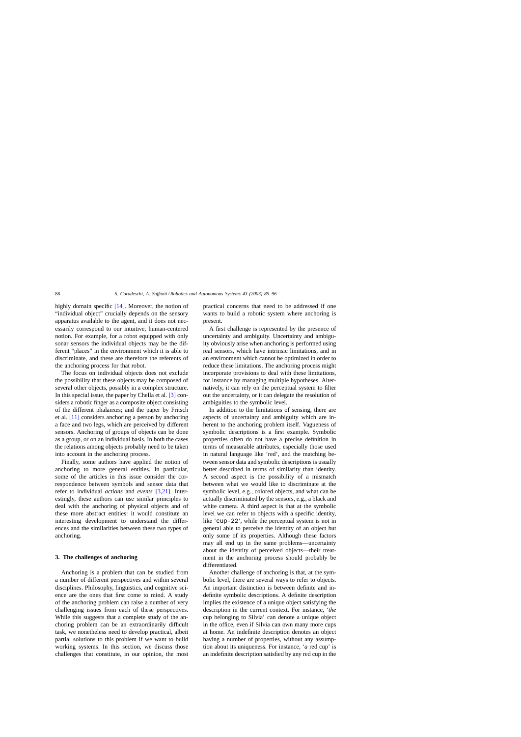highly domain specific [14]. Moreover, the notion of "individual object" crucially depends on the sensory apparatus available to the agent, and it does not necessarily correspond to our intuitive, human-centered notion. For example, for a robot equipped with only sonar sensors the individual objects may be the different "places" in the environment which it is able to discriminate, and these are therefore the referents of the anchoring process for that robot.

The focus on individual objects does not exclude the possibility that these objects may be composed of several other objects, possibly in a complex structure. In this special issue, the paper by Chella et al. [3] considers a robotic finger as a composite object consisting of the different phalanxes; and the paper by Fritsch et al. [11] considers anchoring a person by anchoring a face and two legs, which are perceived by different sensors. Anchoring of groups of objects can be done as a group, or on an individual basis. In both the cases the relations among objects probably need to be taken into account in the anchoring process.

Finally, some authors have applied the notion of anchoring to more general entities. In particular, some of the articles in this issue consider the correspondence between symbols and sensor data that refer to individual *actions* and *events* [3,21]. Interestingly, these authors can use similar principles to deal with the anchoring of physical objects and of these more abstract entities: it would constitute an interesting development to understand the differences and the similarities between these two types of anchoring.

## 3. The challenges of anchoring

Anchoring is a problem that can be studied from a number of different perspectives and within several disciplines. Philosophy, linguistics, and cognitive science are the ones that first come to mind. A study of the anchoring problem can raise a number of very challenging issues from each of these perspectives. While this suggests that a complete study of the anchoring problem can be an extraordinarily difficult task, we nonetheless need to develop practical, albeit partial solutions to this problem if we want to build working systems. In this section, we discuss those challenges that constitute, in our opinion, the most practical concerns that need to be addressed if one wants to build a robotic system where anchoring is present.

A first challenge is represented by the presence of uncertainty and ambiguity. Uncertainty and ambiguity obviously arise when anchoring is performed using real sensors, which have intrinsic limitations, and in an environment which cannot be optimized in order to reduce these limitations. The anchoring process might incorporate provisions to deal with these limitations, for instance by managing multiple hypotheses. Alternatively, it can rely on the perceptual system to filter out the uncertainty, or it can delegate the resolution of ambiguities to the symbolic level.

In addition to the limitations of sensing, there are aspects of uncertainty and ambiguity which are inherent to the anchoring problem itself. Vagueness of symbolic descriptions is a first example. Symbolic properties often do not have a precise definition in terms of measurable attributes, especially those used in natural language like 'red', and the matching between sensor data and symbolic descriptions is usually better described in terms of similarity than identity. A second aspect is the possibility of a mismatch between what we would like to discriminate at the symbolic level, e.g., colored objects, and what can be actually discriminated by the sensors, e.g., a black and white camera. A third aspect is that at the symbolic level we can refer to objects with a specific identity, like '`cup-22`', while the perceptual system is not in general able to perceive the identity of an object but only some of its properties. Although these factors may all end up in the same problems—uncertainty about the identity of perceived objects—their treatment in the anchoring process should probably be differentiated.

Another challenge of anchoring is that, at the symbolic level, there are several ways to refer to objects. An important distinction is between definite and indefinite symbolic descriptions. A definite description implies the existence of a unique object satisfying the description in the current context. For instance, '*the* cup belonging to Silvia' can denote a unique object in the office, even if Silvia can own many more cups at home. An indefinite description denotes an object having a number of properties, without any assumption about its uniqueness. For instance, '*a* red cup' is an indefinite description satisfied by any red cup in the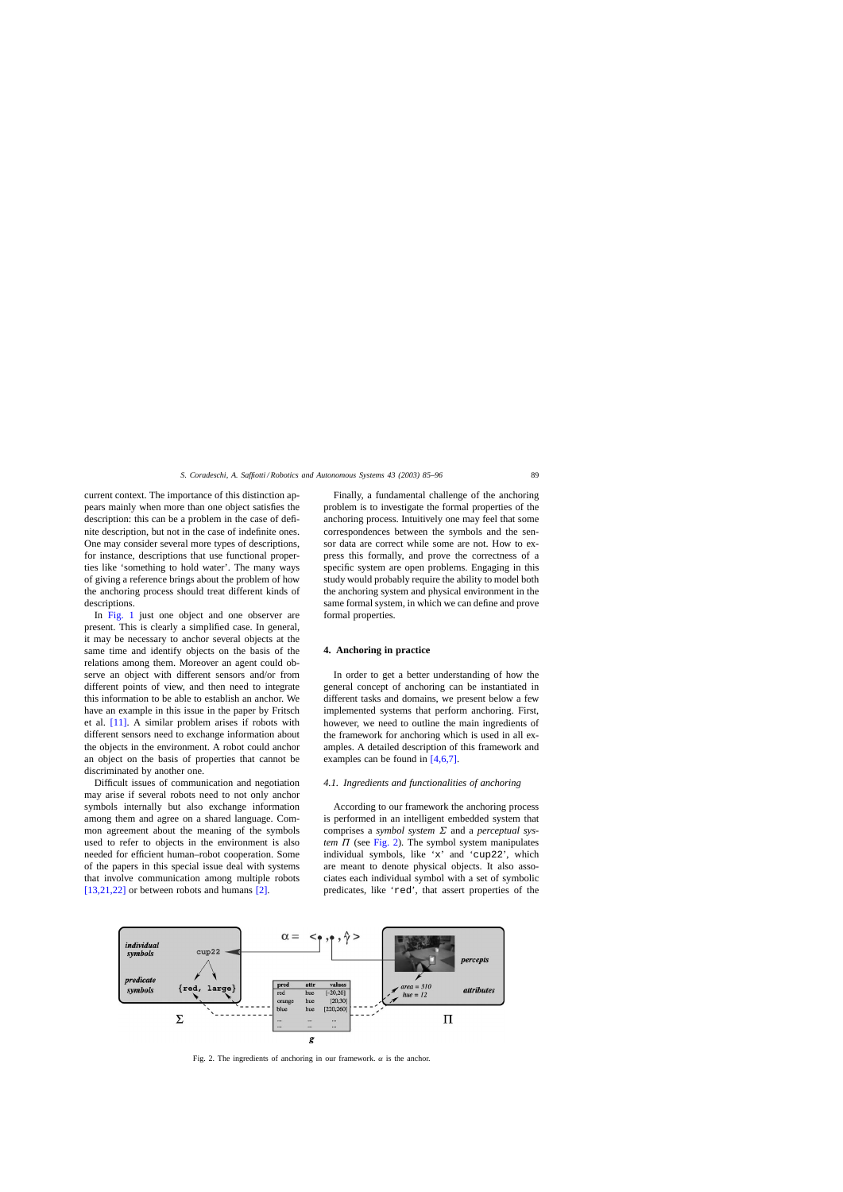current context. The importance of this distinction appears mainly when more than one object satisfies the description: this can be a problem in the case of definite description, but not in the case of indefinite ones. One may consider several more types of descriptions, for instance, descriptions that use functional properties like 'something to hold water'. The many ways of giving a reference brings about the problem of how the anchoring process should treat different kinds of descriptions.

In Fig. 1 just one object and one observer are present. This is clearly a simplified case. In general, it may be necessary to anchor several objects at the same time and identify objects on the basis of the relations among them. Moreover an agent could observe an object with different sensors and/or from different points of view, and then need to integrate this information to be able to establish an anchor. We have an example in this issue in the paper by Fritsch et al. [11]. A similar problem arises if robots with different sensors need to exchange information about the objects in the environment. A robot could anchor an object on the basis of properties that cannot be discriminated by another one.

Difficult issues of communication and negotiation may arise if several robots need to not only anchor symbols internally but also exchange information among them and agree on a shared language. Common agreement about the meaning of the symbols used to refer to objects in the environment is also needed for efficient human–robot cooperation. Some of the papers in this special issue deal with systems that involve communication among multiple robots [13,21,22] or between robots and humans [2].

Finally, a fundamental challenge of the anchoring problem is to investigate the formal properties of the anchoring process. Intuitively one may feel that some correspondences between the symbols and the sensor data are correct while some are not. How to express this formally, and prove the correctness of a specific system are open problems. Engaging in this study would probably require the ability to model both the anchoring system and physical environment in the same formal system, in which we can define and prove formal properties.

## 4. Anchoring in practice

In order to get a better understanding of how the general concept of anchoring can be instantiated in different tasks and domains, we present below a few implemented systems that perform anchoring. First, however, we need to outline the main ingredients of the framework for anchoring which is used in all examples. A detailed description of this framework and examples can be found in [4,6,7].

### 4.1. Ingredients and functionalities of anchoring

According to our framework the anchoring process is performed in an intelligent embedded system that comprises a *symbol system* $\Sigma$ and a *perceptual system* $\Pi$ (see Fig. 2). The symbol system manipulates individual symbols, like 'x' and 'cup22', which are meant to denote physical objects. It also associates each individual symbol with a set of symbolic predicates, like 'red', that assert properties of the

$\alpha = \langle \bullet, \bullet, \hat{\gamma} \rangle$

individual symbols

cup22

predicate symbols

{red, large}

$\Sigma$

| pred | attr | values |
|---|---|---|
| red | hue | [−20,20] |
| orange | hue | [20,30] |
| blue | hue | [220,260] |
| ... | ... | ... |
| ... | ... | ... |

$g$

percepts

area = 310
hue = 12

attributes

$\Pi$

Fig. 2. The ingredients of anchoring in our framework. $\alpha$ is the anchor.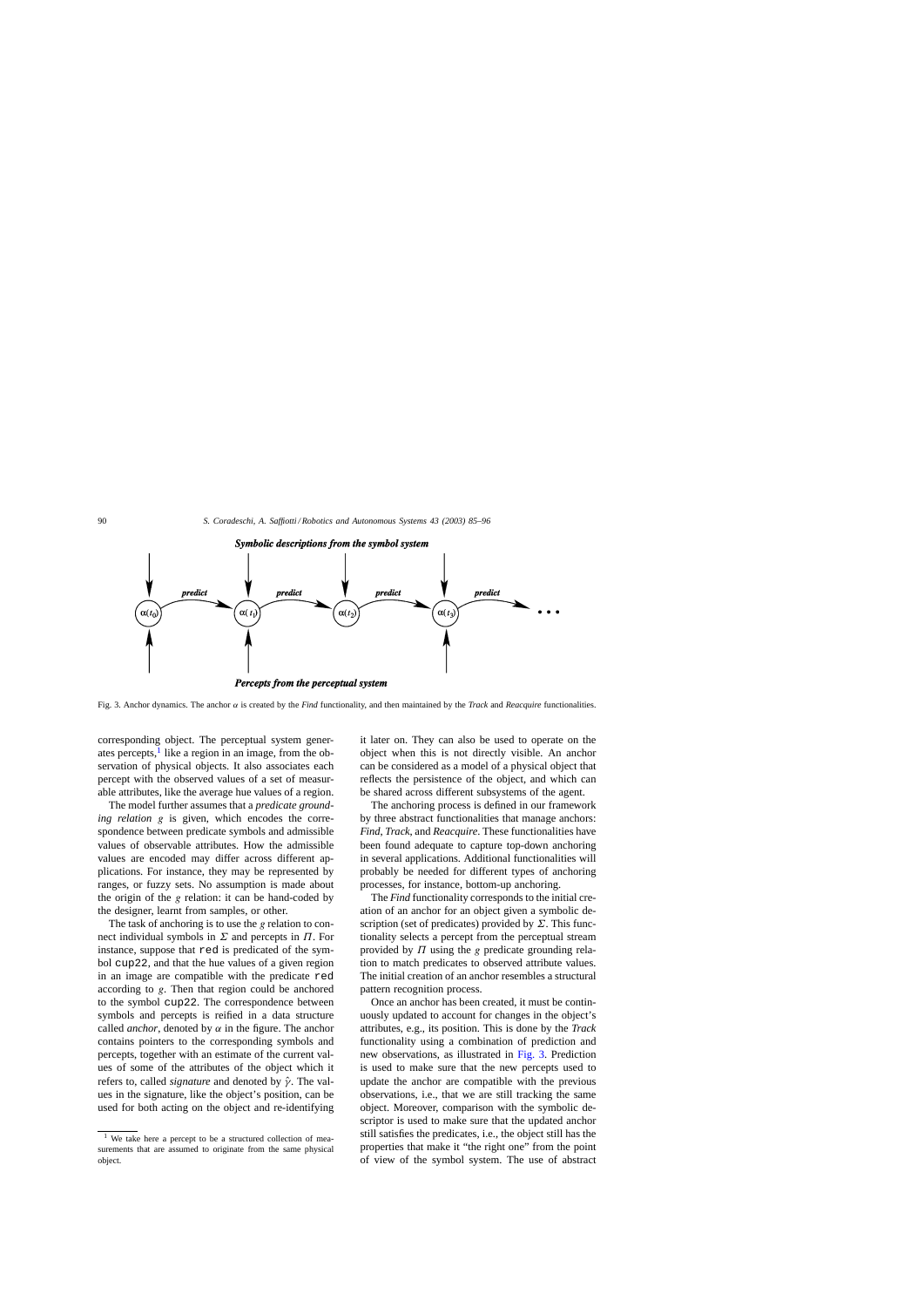Symbolic descriptions from the symbol system

predict

predict

predict

predict

$\alpha(t_0)$

$\alpha(t_1)$

$\alpha(t_2)$

$\alpha(t_3)$

Percepts from the perceptual system

Fig. 3. Anchor dynamics. The anchor $\alpha$ is created by the *Find* functionality, and then maintained by the *Track* and *Reacquire* functionalities.

corresponding object. The perceptual system generates percepts,[1] like a region in an image, from the observation of physical objects. It also associates each percept with the observed values of a set of measurable attributes, like the average hue values of a region.

The model further assumes that a *predicate grounding relation* $g$ is given, which encodes the correspondence between predicate symbols and admissible values of observable attributes. How the admissible values are encoded may differ across different applications. For instance, they may be represented by ranges, or fuzzy sets. No assumption is made about the origin of the $g$ relation: it can be hand-coded by the designer, learnt from samples, or other.

The task of anchoring is to use the $g$ relation to connect individual symbols in $\Sigma$ and percepts in $\Pi$. For instance, suppose that `red` is predicated of the symbol `cup22`, and that the hue values of a given region in an image are compatible with the predicate `red` according to $g$. Then that region could be anchored to the symbol `cup22`. The correspondence between symbols and percepts is reified in a data structure called *anchor*, denoted by $\alpha$ in the figure. The anchor contains pointers to the corresponding symbols and percepts, together with an estimate of the current values of some of the attributes of the object which it refers to, called *signature* and denoted by $\hat{\gamma}$. The values in the signature, like the object's position, can be used for both acting on the object and re-identifying it later on. They can also be used to operate on the object when this is not directly visible. An anchor can be considered as a model of a physical object that reflects the persistence of the object, and which can be shared across different subsystems of the agent.

The anchoring process is defined in our framework by three abstract functionalities that manage anchors: *Find*, *Track*, and *Reacquire*. These functionalities have been found adequate to capture top-down anchoring in several applications. Additional functionalities will probably be needed for different types of anchoring processes, for instance, bottom-up anchoring.

The *Find* functionality corresponds to the initial creation of an anchor for an object given a symbolic description (set of predicates) provided by $\Sigma$. This functionality selects a percept from the perceptual stream provided by $\Pi$ using the $g$ predicate grounding relation to match predicates to observed attribute values. The initial creation of an anchor resembles a structural pattern recognition process.

Once an anchor has been created, it must be continuously updated to account for changes in the object's attributes, e.g., its position. This is done by the *Track* functionality using a combination of prediction and new observations, as illustrated in Fig. 3. Prediction is used to make sure that the new percepts used to update the anchor are compatible with the previous observations, i.e., that we are still tracking the same object. Moreover, comparison with the symbolic descriptor is used to make sure that the updated anchor still satisfies the predicates, i.e., the object still has the properties that make it "the right one" from the point of view of the symbol system. The use of abstract

[1] We take here a percept to be a structured collection of measurements that are assumed to originate from the same physical object.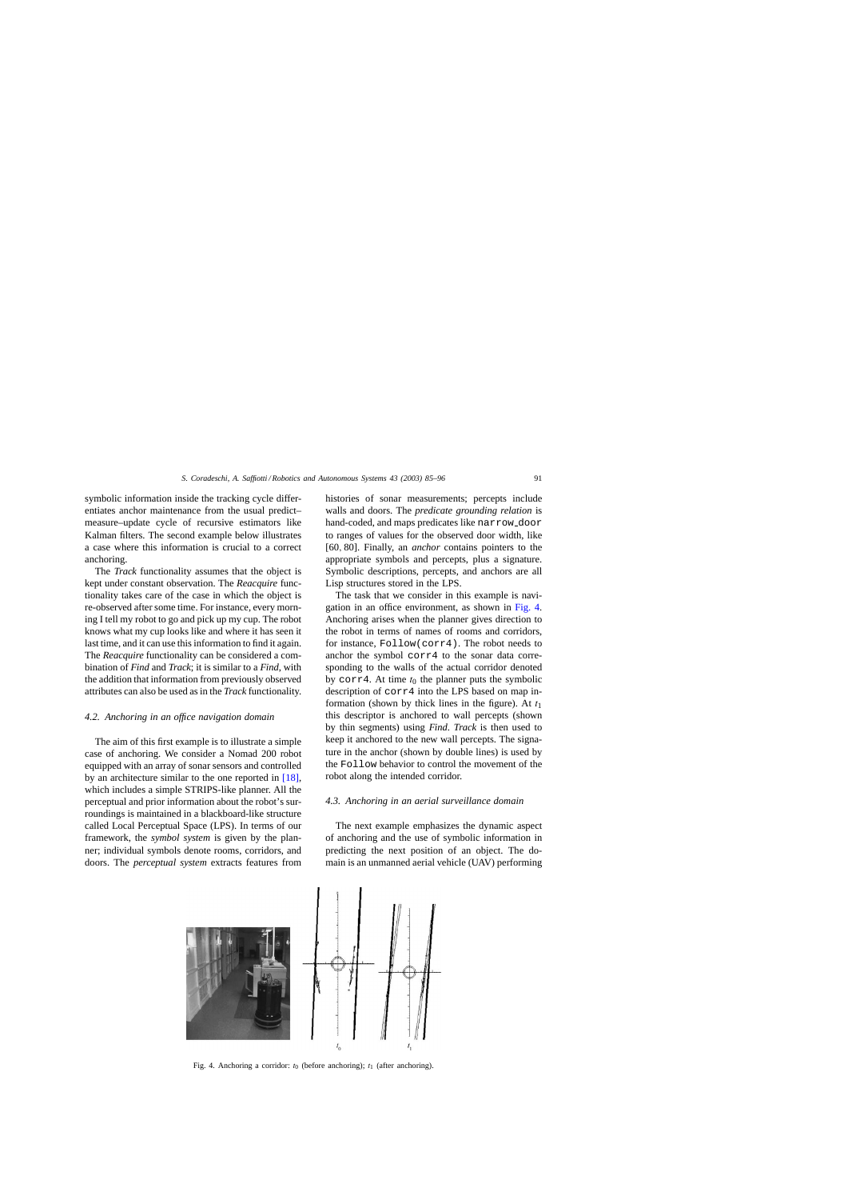symbolic information inside the tracking cycle differentiates anchor maintenance from the usual predict–measure–update cycle of recursive estimators like Kalman filters. The second example below illustrates a case where this information is crucial to a correct anchoring.

The *Track* functionality assumes that the object is kept under constant observation. The *Reacquire* functionality takes care of the case in which the object is re-observed after some time. For instance, every morning I tell my robot to go and pick up my cup. The robot knows what my cup looks like and where it has seen it last time, and it can use this information to find it again. The *Reacquire* functionality can be considered a combination of *Find* and *Track*; it is similar to a *Find*, with the addition that information from previously observed attributes can also be used as in the *Track* functionality.

### 4.2. Anchoring in an office navigation domain

The aim of this first example is to illustrate a simple case of anchoring. We consider a Nomad 200 robot equipped with an array of sonar sensors and controlled by an architecture similar to the one reported in [18], which includes a simple STRIPS-like planner. All the perceptual and prior information about the robot's surroundings is maintained in a blackboard-like structure called Local Perceptual Space (LPS). In terms of our framework, the *symbol system* is given by the planner; individual symbols denote rooms, corridors, and doors. The *perceptual system* extracts features from histories of sonar measurements; percepts include walls and doors. The *predicate grounding relation* is hand-coded, and maps predicates like `narrow_door` to ranges of values for the observed door width, like [60, 80]. Finally, an *anchor* contains pointers to the appropriate symbols and percepts, plus a signature. Symbolic descriptions, percepts, and anchors are all Lisp structures stored in the LPS.

The task that we consider in this example is navigation in an office environment, as shown in Fig. 4. Anchoring arises when the planner gives direction to the robot in terms of names of rooms and corridors, for instance, `Follow(corr4)`. The robot needs to anchor the symbol `corr4` to the sonar data corresponding to the walls of the actual corridor denoted by `corr4`. At time $t_0$ the planner puts the symbolic description of `corr4` into the LPS based on map information (shown by thick lines in the figure). At $t_1$ this descriptor is anchored to wall percepts (shown by thin segments) using *Find*. *Track* is then used to keep it anchored to the new wall percepts. The signature in the anchor (shown by double lines) is used by the `Follow` behavior to control the movement of the robot along the intended corridor.

### 4.3. Anchoring in an aerial surveillance domain

The next example emphasizes the dynamic aspect of anchoring and the use of symbolic information in predicting the next position of an object. The domain is an unmanned aerial vehicle (UAV) performing

Fig. 4. Anchoring a corridor: $t_0$ (before anchoring); $t_1$ (after anchoring).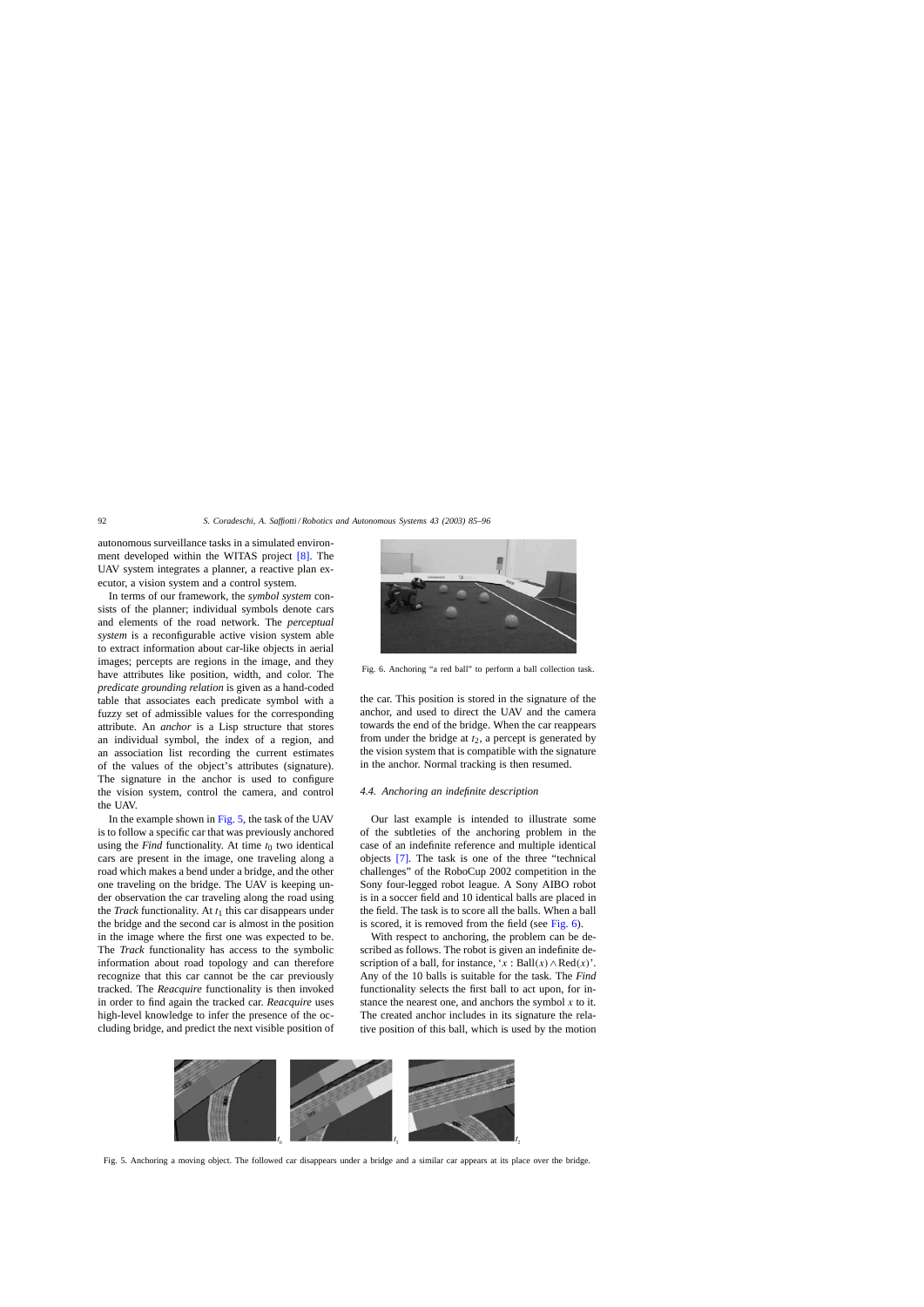autonomous surveillance tasks in a simulated environment developed within the WITAS project [8]. The UAV system integrates a planner, a reactive plan executor, a vision system and a control system.

In terms of our framework, the *symbol system* consists of the planner; individual symbols denote cars and elements of the road network. The *perceptual system* is a reconfigurable active vision system able to extract information about car-like objects in aerial images; percepts are regions in the image, and they have attributes like position, width, and color. The *predicate grounding relation* is given as a hand-coded table that associates each predicate symbol with a fuzzy set of admissible values for the corresponding attribute. An *anchor* is a Lisp structure that stores an individual symbol, the index of a region, and an association list recording the current estimates of the values of the object's attributes (signature). The signature in the anchor is used to configure the vision system, control the camera, and control the UAV.

In the example shown in Fig. 5, the task of the UAV is to follow a specific car that was previously anchored using the *Find* functionality. At time $t_0$ two identical cars are present in the image, one traveling along a road which makes a bend under a bridge, and the other one traveling on the bridge. The UAV is keeping under observation the car traveling along the road using the *Track* functionality. At $t_1$ this car disappears under the bridge and the second car is almost in the position in the image where the first one was expected to be. The *Track* functionality has access to the symbolic information about road topology and can therefore recognize that this car cannot be the car previously tracked. The *Reacquire* functionality is then invoked in order to find again the tracked car. *Reacquire* uses high-level knowledge to infer the presence of the occluding bridge, and predict the next visible position of the car. This position is stored in the signature of the anchor, and used to direct the UAV and the camera towards the end of the bridge. When the car reappears from under the bridge at $t_2$, a percept is generated by the vision system that is compatible with the signature in the anchor. Normal tracking is then resumed.

Fig. 6. Anchoring "a red ball" to perform a ball collection task.

### 4.4. Anchoring an indefinite description

Our last example is intended to illustrate some of the subtleties of the anchoring problem in the case of an indefinite reference and multiple identical objects [7]. The task is one of the three "technical challenges" of the RoboCup 2002 competition in the Sony four-legged robot league. A Sony AIBO robot is in a soccer field and 10 identical balls are placed in the field. The task is to score all the balls. When a ball is scored, it is removed from the field (see Fig. 6).

With respect to anchoring, the problem can be described as follows. The robot is given an indefinite description of a ball, for instance, '$x : \text{Ball}(x) \wedge \text{Red}(x)$'. Any of the 10 balls is suitable for the task. The *Find* functionality selects the first ball to act upon, for instance the nearest one, and anchors the symbol $x$ to it. The created anchor includes in its signature the relative position of this ball, which is used by the motion

Fig. 5. Anchoring a moving object. The followed car disappears under a bridge and a similar car appears at its place over the bridge.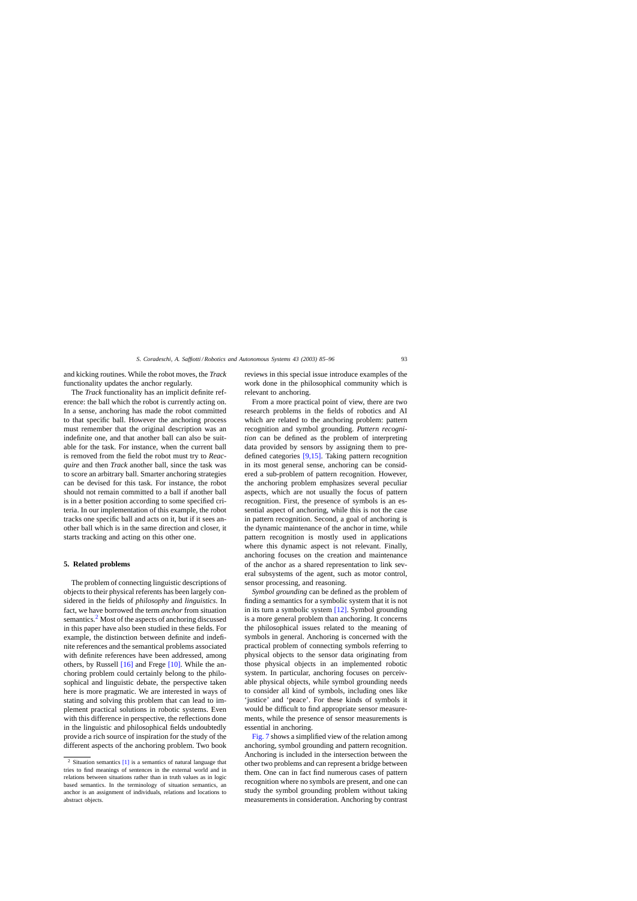and kicking routines. While the robot moves, the *Track* functionality updates the anchor regularly.

The *Track* functionality has an implicit definite reference: the ball which the robot is currently acting on. In a sense, anchoring has made the robot committed to that specific ball. However the anchoring process must remember that the original description was an indefinite one, and that another ball can also be suitable for the task. For instance, when the current ball is removed from the field the robot must try to *Reacquire* and then *Track* another ball, since the task was to score an arbitrary ball. Smarter anchoring strategies can be devised for this task. For instance, the robot should not remain committed to a ball if another ball is in a better position according to some specified criteria. In our implementation of this example, the robot tracks one specific ball and acts on it, but if it sees another ball which is in the same direction and closer, it starts tracking and acting on this other one.

## 5. Related problems

The problem of connecting linguistic descriptions of objects to their physical referents has been largely considered in the fields of *philosophy* and *linguistics*. In fact, we have borrowed the term *anchor* from situation semantics.[2] Most of the aspects of anchoring discussed in this paper have also been studied in these fields. For example, the distinction between definite and indefinite references and the semantical problems associated with definite references have been addressed, among others, by Russell [16] and Frege [10]. While the anchoring problem could certainly belong to the philosophical and linguistic debate, the perspective taken here is more pragmatic. We are interested in ways of stating and solving this problem that can lead to implement practical solutions in robotic systems. Even with this difference in perspective, the reflections done in the linguistic and philosophical fields undoubtedly provide a rich source of inspiration for the study of the different aspects of the anchoring problem. Two book reviews in this special issue introduce examples of the work done in the philosophical community which is relevant to anchoring.

From a more practical point of view, there are two research problems in the fields of robotics and AI which are related to the anchoring problem: pattern recognition and symbol grounding. *Pattern recognition* can be defined as the problem of interpreting data provided by sensors by assigning them to predefined categories [9,15]. Taking pattern recognition in its most general sense, anchoring can be considered a sub-problem of pattern recognition. However, the anchoring problem emphasizes several peculiar aspects, which are not usually the focus of pattern recognition. First, the presence of symbols is an essential aspect of anchoring, while this is not the case in pattern recognition. Second, a goal of anchoring is the dynamic maintenance of the anchor in time, while pattern recognition is mostly used in applications where this dynamic aspect is not relevant. Finally, anchoring focuses on the creation and maintenance of the anchor as a shared representation to link several subsystems of the agent, such as motor control, sensor processing, and reasoning.

*Symbol grounding* can be defined as the problem of finding a semantics for a symbolic system that it is not in its turn a symbolic system [12]. Symbol grounding is a more general problem than anchoring. It concerns the philosophical issues related to the meaning of symbols in general. Anchoring is concerned with the practical problem of connecting symbols referring to physical objects to the sensor data originating from those physical objects in an implemented robotic system. In particular, anchoring focuses on perceivable physical objects, while symbol grounding needs to consider all kind of symbols, including ones like 'justice' and 'peace'. For these kinds of symbols it would be difficult to find appropriate sensor measurements, while the presence of sensor measurements is essential in anchoring.

Fig. 7 shows a simplified view of the relation among anchoring, symbol grounding and pattern recognition. Anchoring is included in the intersection between the other two problems and can represent a bridge between them. One can in fact find numerous cases of pattern recognition where no symbols are present, and one can study the symbol grounding problem without taking measurements in consideration. Anchoring by contrast

[2] Situation semantics [1] is a semantics of natural language that tries to find meanings of sentences in the external world and in relations between situations rather than in truth values as in logic based semantics. In the terminology of situation semantics, an anchor is an assignment of individuals, relations and locations to abstract objects.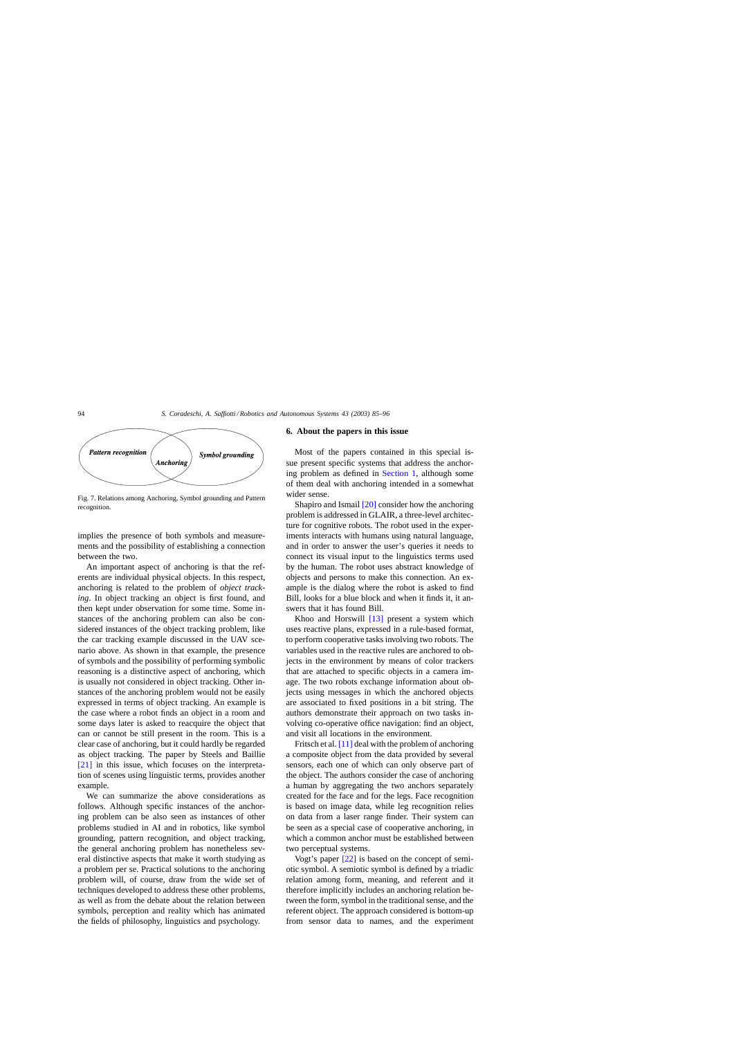Fig. 7. Relations among Anchoring, Symbol grounding and Pattern recognition.

implies the presence of both symbols and measurements and the possibility of establishing a connection between the two.

An important aspect of anchoring is that the referents are individual physical objects. In this respect, anchoring is related to the problem of *object tracking*. In object tracking an object is first found, and then kept under observation for some time. Some instances of the anchoring problem can also be considered instances of the object tracking problem, like the car tracking example discussed in the UAV scenario above. As shown in that example, the presence of symbols and the possibility of performing symbolic reasoning is a distinctive aspect of anchoring, which is usually not considered in object tracking. Other instances of the anchoring problem would not be easily expressed in terms of object tracking. An example is the case where a robot finds an object in a room and some days later is asked to reacquire the object that can or cannot be still present in the room. This is a clear case of anchoring, but it could hardly be regarded as object tracking. The paper by Steels and Baillie [21] in this issue, which focuses on the interpretation of scenes using linguistic terms, provides another example.

We can summarize the above considerations as follows. Although specific instances of the anchoring problem can be also seen as instances of other problems studied in AI and in robotics, like symbol grounding, pattern recognition, and object tracking, the general anchoring problem has nonetheless several distinctive aspects that make it worth studying as a problem per se. Practical solutions to the anchoring problem will, of course, draw from the wide set of techniques developed to address these other problems, as well as from the debate about the relation between symbols, perception and reality which has animated the fields of philosophy, linguistics and psychology.

## 6. About the papers in this issue

Most of the papers contained in this special issue present specific systems that address the anchoring problem as defined in Section 1, although some of them deal with anchoring intended in a somewhat wider sense.

Shapiro and Ismail [20] consider how the anchoring problem is addressed in GLAIR, a three-level architecture for cognitive robots. The robot used in the experiments interacts with humans using natural language, and in order to answer the user's queries it needs to connect its visual input to the linguistics terms used by the human. The robot uses abstract knowledge of objects and persons to make this connection. An example is the dialog where the robot is asked to find Bill, looks for a blue block and when it finds it, it answers that it has found Bill.

Khoo and Horswill [13] present a system which uses reactive plans, expressed in a rule-based format, to perform cooperative tasks involving two robots. The variables used in the reactive rules are anchored to objects in the environment by means of color trackers that are attached to specific objects in a camera image. The two robots exchange information about objects using messages in which the anchored objects are associated to fixed positions in a bit string. The authors demonstrate their approach on two tasks involving co-operative office navigation: find an object, and visit all locations in the environment.

Fritsch et al. [11] deal with the problem of anchoring a composite object from the data provided by several sensors, each one of which can only observe part of the object. The authors consider the case of anchoring a human by aggregating the two anchors separately created for the face and for the legs. Face recognition is based on image data, while leg recognition relies on data from a laser range finder. Their system can be seen as a special case of cooperative anchoring, in which a common anchor must be established between two perceptual systems.

Vogt's paper [22] is based on the concept of semiotic symbol. A semiotic symbol is defined by a triadic relation among form, meaning, and referent and it therefore implicitly includes an anchoring relation between the form, symbol in the traditional sense, and the referent object. The approach considered is bottom-up from sensor data to names, and the experiment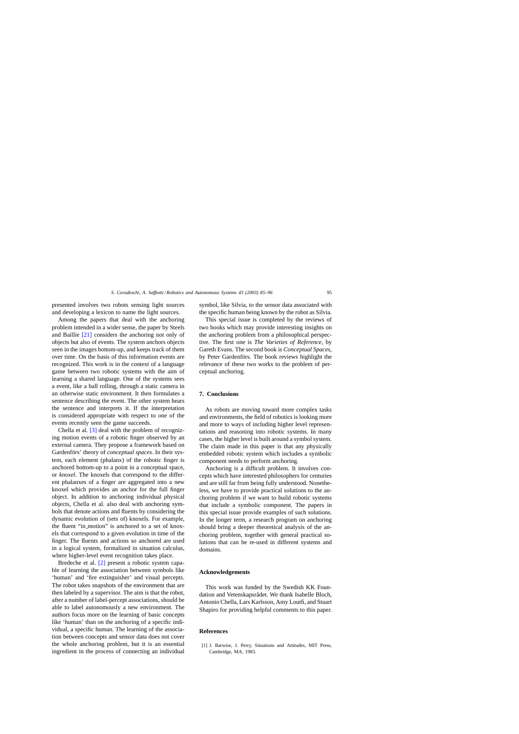presented involves two robots sensing light sources and developing a lexicon to name the light sources.

Among the papers that deal with the anchoring problem intended in a wider sense, the paper by Steels and Baillie [21] considers the anchoring not only of objects but also of events. The system anchors objects seen in the images bottom-up, and keeps track of them over time. On the basis of this information events are recognized. This work is in the context of a language game between two robotic systems with the aim of learning a shared language. One of the systems sees a event, like a ball rolling, through a static camera in an otherwise static environment. It then formulates a sentence describing the event. The other system hears the sentence and interprets it. If the interpretation is considered appropriate with respect to one of the events recently seen the game succeeds.

Chella et al. [3] deal with the problem of recognizing motion events of a robotic finger observed by an external camera. They propose a framework based on Gardenförs' theory of *conceptual spaces*. In their system, each element (phalanx) of the robotic finger is anchored bottom-up to a point in a conceptual space, or *knoxel*. The knoxels that correspond to the different phalanxes of a finger are aggregated into a new knoxel which provides an anchor for the full finger object. In addition to anchoring individual physical objects, Chella et al. also deal with anchoring symbols that denote actions and fluents by considering the dynamic evolution of (sets of) knoxels. For example, the fluent "in_motion" is anchored to a set of knoxels that correspond to a given evolution in time of the finger. The fluents and actions so anchored are used in a logical system, formalized in situation calculus, where higher-level event recognition takes place.

Bredeche et al. [2] present a robotic system capable of learning the association between symbols like 'human' and 'fire extinguisher' and visual percepts. The robot takes snapshots of the environment that are then labeled by a supervisor. The aim is that the robot, after a number of label-percept associations, should be able to label autonomously a new environment. The authors focus more on the learning of basic concepts like 'human' than on the anchoring of a specific individual, a specific human. The learning of the association between concepts and sensor data does not cover the whole anchoring problem, but it is an essential ingredient in the process of connecting an individual symbol, like Silvia, to the sensor data associated with the specific human being known by the robot as Silvia.

This special issue is completed by the reviews of two books which may provide interesting insights on the anchoring problem from a philosophical perspective. The first one is *The Varieties of Reference*, by Gareth Evans. The second book is *Conceptual Spaces*, by Peter Gardenförs. The book reviews highlight the relevance of these two works to the problem of perceptual anchoring.

## 7. Conclusions

As robots are moving toward more complex tasks and environments, the field of robotics is looking more and more to ways of including higher level representations and reasoning into robotic systems. In many cases, the higher level is built around a symbol system. The claim made in this paper is that any physically embedded robotic system which includes a symbolic component needs to perform anchoring.

Anchoring is a difficult problem. It involves concepts which have interested philosophers for centuries and are still far from being fully understood. Nonetheless, we have to provide practical solutions to the anchoring problem if we want to build robotic systems that include a symbolic component. The papers in this special issue provide examples of such solutions. In the longer term, a research program on anchoring should bring a deeper theoretical analysis of the anchoring problem, together with general practical solutions that can be re-used in different systems and domains.

## Acknowledgements

This work was funded by the Swedish KK Foundation and Vetenskapsrådet. We thank Isabelle Bloch, Antonio Chella, Lars Karlsson, Amy Loutfi, and Stuart Shapiro for providing helpful comments to this paper.

## References

[1] J. Barwise, J. Perry, Situations and Attitudes, MIT Press, Cambridge, MA, 1983.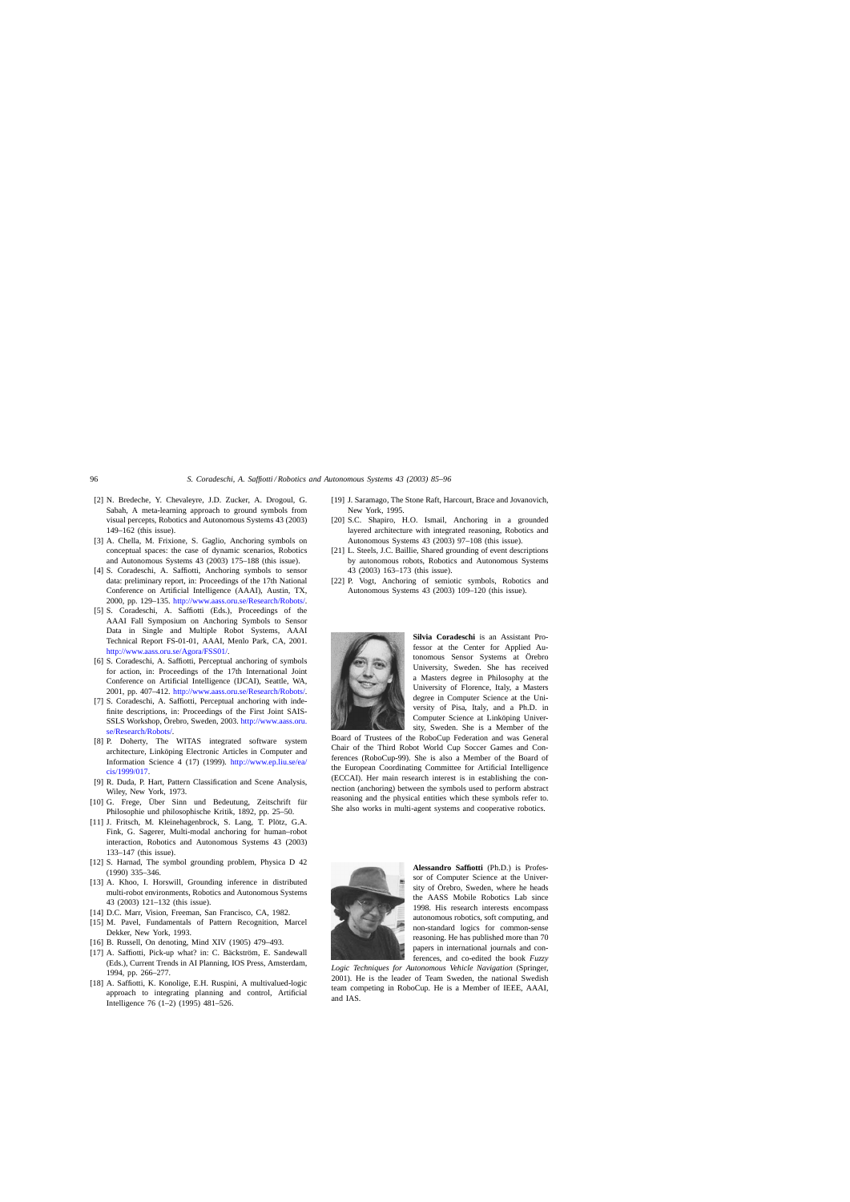[2] N. Bredeche, Y. Chevaleyre, J.D. Zucker, A. Drogoul, G. Sabah, A meta-learning approach to ground symbols from visual percepts, Robotics and Autonomous Systems 43 (2003) 149–162 (this issue).

[3] A. Chella, M. Frixione, S. Gaglio, Anchoring symbols on conceptual spaces: the case of dynamic scenarios, Robotics and Autonomous Systems 43 (2003) 175–188 (this issue).

[4] S. Coradeschi, A. Saffiotti, Anchoring symbols to sensor data: preliminary report, in: Proceedings of the 17th National Conference on Artificial Intelligence (AAAI), Austin, TX, 2000, pp. 129–135. http://www.aass.oru.se/Research/Robots/.

[5] S. Coradeschi, A. Saffiotti (Eds.), Proceedings of the AAAI Fall Symposium on Anchoring Symbols to Sensor Data in Single and Multiple Robot Systems, AAAI Technical Report FS-01-01, AAAI, Menlo Park, CA, 2001. http://www.aass.oru.se/Agora/FSS01/.

[6] S. Coradeschi, A. Saffiotti, Perceptual anchoring of symbols for action, in: Proceedings of the 17th International Joint Conference on Artificial Intelligence (IJCAI), Seattle, WA, 2001, pp. 407–412. http://www.aass.oru.se/Research/Robots/.

[7] S. Coradeschi, A. Saffiotti, Perceptual anchoring with indefinite descriptions, in: Proceedings of the First Joint SAIS-SSLS Workshop, Örebro, Sweden, 2003. http://www.aass.oru.se/Research/Robots/.

[8] P. Doherty, The WITAS integrated software system architecture, Linköping Electronic Articles in Computer and Information Science 4 (17) (1999). http://www.ep.liu.se/ea/cis/1999/017.

[9] R. Duda, P. Hart, Pattern Classification and Scene Analysis, Wiley, New York, 1973.

[10] G. Frege, Über Sinn und Bedeutung, Zeitschrift für Philosophie und philosophische Kritik, 1892, pp. 25–50.

[11] J. Fritsch, M. Kleinehagenbrock, S. Lang, T. Plötz, G.A. Fink, G. Sagerer, Multi-modal anchoring for human–robot interaction, Robotics and Autonomous Systems 43 (2003) 133–147 (this issue).

[12] S. Harnad, The symbol grounding problem, Physica D 42 (1990) 335–346.

[13] A. Khoo, I. Horswill, Grounding inference in distributed multi-robot environments, Robotics and Autonomous Systems 43 (2003) 121–132 (this issue).

[14] D.C. Marr, Vision, Freeman, San Francisco, CA, 1982.

[15] M. Pavel, Fundamentals of Pattern Recognition, Marcel Dekker, New York, 1993.

[16] B. Russell, On denoting, Mind XIV (1905) 479–493.

[17] A. Saffiotti, Pick-up what? in: C. Bäckström, E. Sandewall (Eds.), Current Trends in AI Planning, IOS Press, Amsterdam, 1994, pp. 266–277.

[18] A. Saffiotti, K. Konolige, E.H. Ruspini, A multivalued-logic approach to integrating planning and control, Artificial Intelligence 76 (1–2) (1995) 481–526.

[19] J. Saramago, The Stone Raft, Harcourt, Brace and Jovanovich, New York, 1995.

[20] S.C. Shapiro, H.O. Ismail, Anchoring in a grounded layered architecture with integrated reasoning, Robotics and Autonomous Systems 43 (2003) 97–108 (this issue).

[21] L. Steels, J.C. Baillie, Shared grounding of event descriptions by autonomous robots, Robotics and Autonomous Systems 43 (2003) 163–173 (this issue).

[22] P. Vogt, Anchoring of semiotic symbols, Robotics and Autonomous Systems 43 (2003) 109–120 (this issue).

**Silvia Coradeschi** is an Assistant Professor at the Center for Applied Autonomous Sensor Systems at Örebro University, Sweden. She has received a Masters degree in Philosophy at the University of Florence, Italy, a Masters degree in Computer Science at the University of Pisa, Italy, and a Ph.D. in Computer Science at Linköping University, Sweden. She is a Member of the Board of Trustees of the RoboCup Federation and was General Chair of the Third Robot World Cup Soccer Games and Conferences (RoboCup-99). She is also a Member of the Board of the European Coordinating Committee for Artificial Intelligence (ECCAI). Her main research interest is in establishing the connection (anchoring) between the symbols used to perform abstract reasoning and the physical entities which these symbols refer to. She also works in multi-agent systems and cooperative robotics.

**Alessandro Saffiotti** (Ph.D.) is Professor of Computer Science at the University of Örebro, Sweden, where he heads the AASS Mobile Robotics Lab since 1998. His research interests encompass autonomous robotics, soft computing, and non-standard logics for common-sense reasoning. He has published more than 70 papers in international journals and conferences, and co-edited the book *Fuzzy Logic Techniques for Autonomous Vehicle Navigation* (Springer, 2001). He is the leader of Team Sweden, the national Swedish team competing in RoboCup. He is a Member of IEEE, AAAI, and IAS.